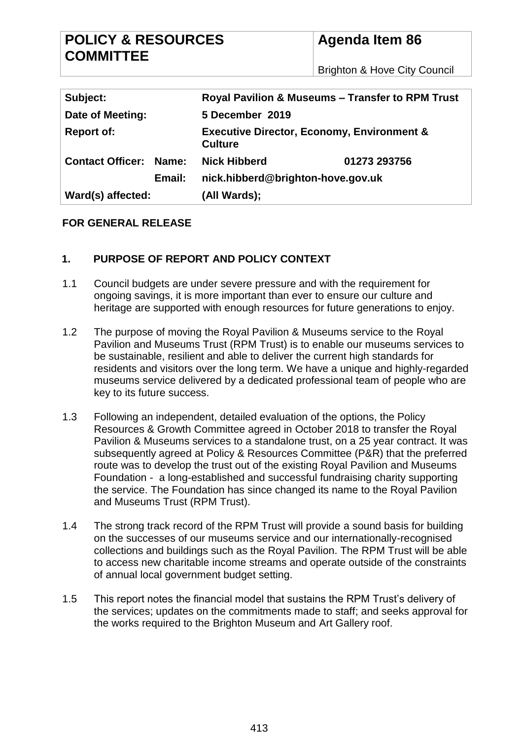| POLICY & RESOURCES COMMITTEE | Agenda Item 86 |
| --- | --- |
| | Brighton & Hove City Council |

| | | | |
| --- | --- | --- | --- |
| **Subject:** | | **Royal Pavilion & Museums – Transfer to RPM Trust** | |
| **Date of Meeting:** | | **5 December 2019** | |
| **Report of:** | | **Executive Director, Economy, Environment & Culture** | |
| **Contact Officer:** | **Name:** | **Nick Hibberd** | **01273 293756** |
| | **Email:** | **nick.hibberd@brighton-hove.gov.uk** | |
| **Ward(s) affected:** | | **(All Wards);** | |

**FOR GENERAL RELEASE**

## 1. PURPOSE OF REPORT AND POLICY CONTEXT

1.1 Council budgets are under severe pressure and with the requirement for ongoing savings, it is more important than ever to ensure our culture and heritage are supported with enough resources for future generations to enjoy.

1.2 The purpose of moving the Royal Pavilion & Museums service to the Royal Pavilion and Museums Trust (RPM Trust) is to enable our museums services to be sustainable, resilient and able to deliver the current high standards for residents and visitors over the long term. We have a unique and highly-regarded museums service delivered by a dedicated professional team of people who are key to its future success.

1.3 Following an independent, detailed evaluation of the options, the Policy Resources & Growth Committee agreed in October 2018 to transfer the Royal Pavilion & Museums services to a standalone trust, on a 25 year contract. It was subsequently agreed at Policy & Resources Committee (P&R) that the preferred route was to develop the trust out of the existing Royal Pavilion and Museums Foundation - a long-established and successful fundraising charity supporting the service. The Foundation has since changed its name to the Royal Pavilion and Museums Trust (RPM Trust).

1.4 The strong track record of the RPM Trust will provide a sound basis for building on the successes of our museums service and our internationally-recognised collections and buildings such as the Royal Pavilion. The RPM Trust will be able to access new charitable income streams and operate outside of the constraints of annual local government budget setting.

1.5 This report notes the financial model that sustains the RPM Trust's delivery of the services; updates on the commitments made to staff; and seeks approval for the works required to the Brighton Museum and Art Gallery roof.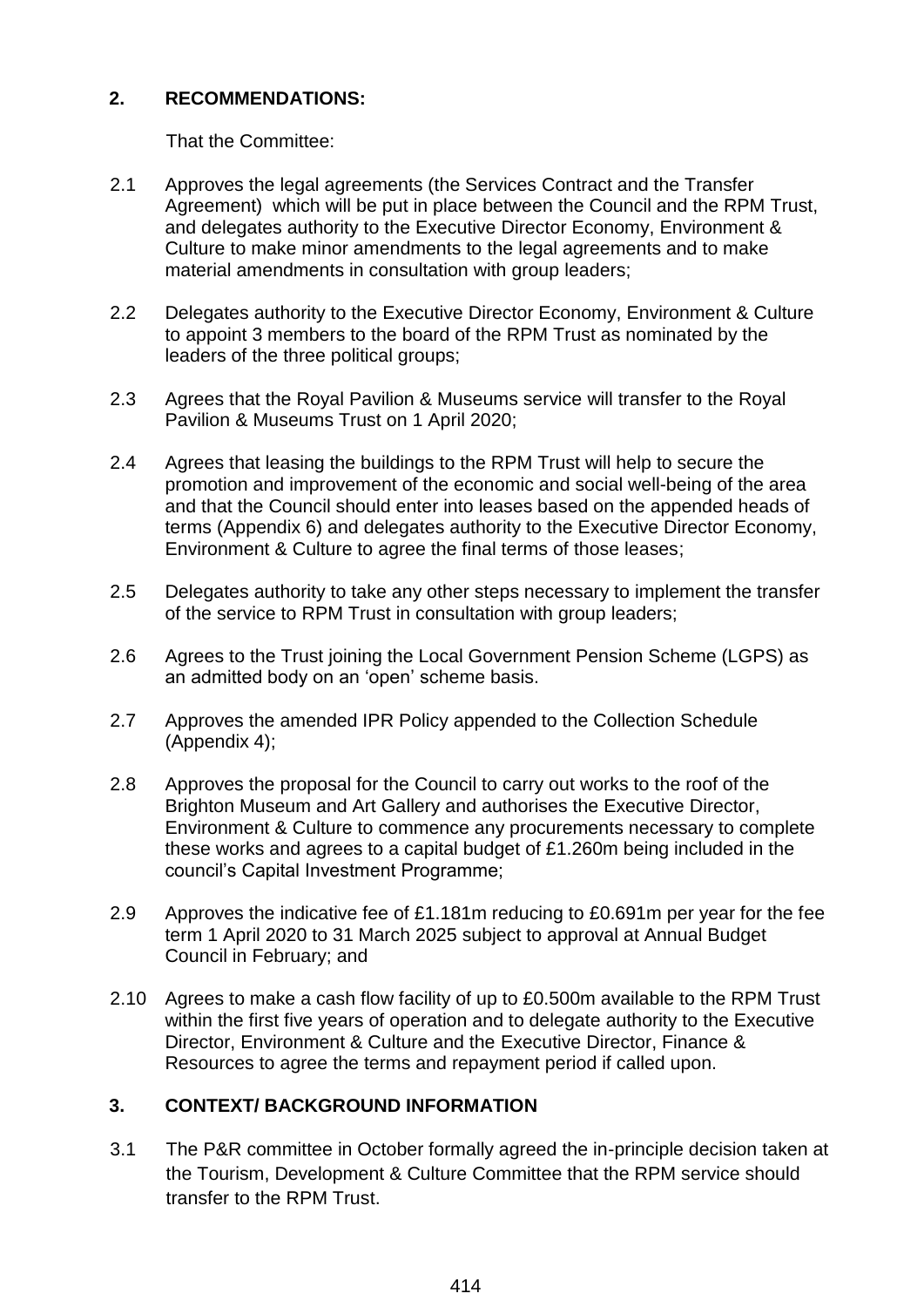## 2. RECOMMENDATIONS:

That the Committee:

2.1 Approves the legal agreements (the Services Contract and the Transfer Agreement) which will be put in place between the Council and the RPM Trust, and delegates authority to the Executive Director Economy, Environment & Culture to make minor amendments to the legal agreements and to make material amendments in consultation with group leaders;

2.2 Delegates authority to the Executive Director Economy, Environment & Culture to appoint 3 members to the board of the RPM Trust as nominated by the leaders of the three political groups;

2.3 Agrees that the Royal Pavilion & Museums service will transfer to the Royal Pavilion & Museums Trust on 1 April 2020;

2.4 Agrees that leasing the buildings to the RPM Trust will help to secure the promotion and improvement of the economic and social well-being of the area and that the Council should enter into leases based on the appended heads of terms (Appendix 6) and delegates authority to the Executive Director Economy, Environment & Culture to agree the final terms of those leases;

2.5 Delegates authority to take any other steps necessary to implement the transfer of the service to RPM Trust in consultation with group leaders;

2.6 Agrees to the Trust joining the Local Government Pension Scheme (LGPS) as an admitted body on an 'open' scheme basis.

2.7 Approves the amended IPR Policy appended to the Collection Schedule (Appendix 4);

2.8 Approves the proposal for the Council to carry out works to the roof of the Brighton Museum and Art Gallery and authorises the Executive Director, Environment & Culture to commence any procurements necessary to complete these works and agrees to a capital budget of £1.260m being included in the council's Capital Investment Programme;

2.9 Approves the indicative fee of £1.181m reducing to £0.691m per year for the fee term 1 April 2020 to 31 March 2025 subject to approval at Annual Budget Council in February; and

2.10 Agrees to make a cash flow facility of up to £0.500m available to the RPM Trust within the first five years of operation and to delegate authority to the Executive Director, Environment & Culture and the Executive Director, Finance & Resources to agree the terms and repayment period if called upon.

## 3. CONTEXT/ BACKGROUND INFORMATION

3.1 The P&R committee in October formally agreed the in-principle decision taken at the Tourism, Development & Culture Committee that the RPM service should transfer to the RPM Trust.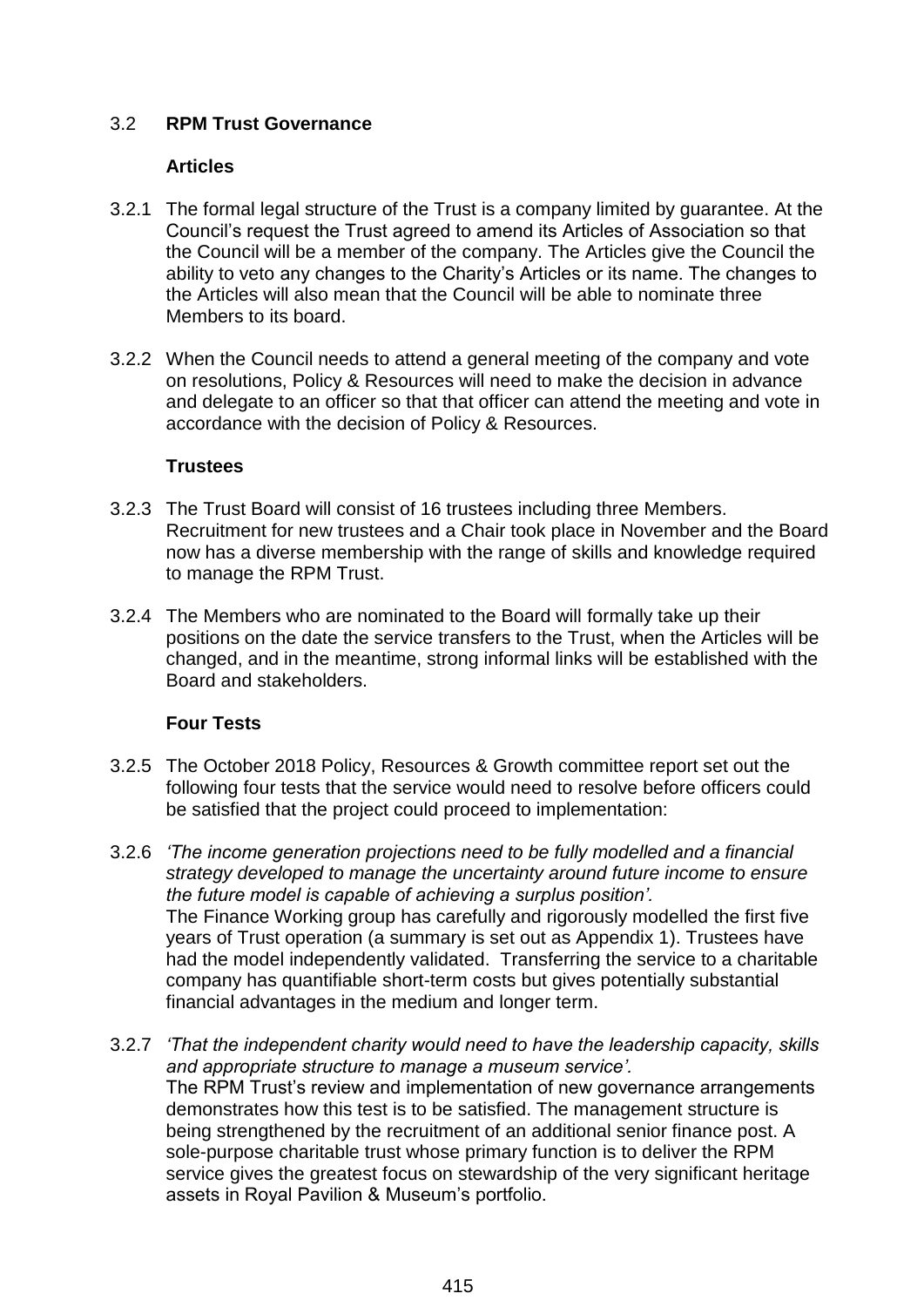## 3.2 RPM Trust Governance

### Articles

3.2.1 The formal legal structure of the Trust is a company limited by guarantee. At the Council's request the Trust agreed to amend its Articles of Association so that the Council will be a member of the company. The Articles give the Council the ability to veto any changes to the Charity's Articles or its name. The changes to the Articles will also mean that the Council will be able to nominate three Members to its board.

3.2.2 When the Council needs to attend a general meeting of the company and vote on resolutions, Policy & Resources will need to make the decision in advance and delegate to an officer so that that officer can attend the meeting and vote in accordance with the decision of Policy & Resources.

### Trustees

3.2.3 The Trust Board will consist of 16 trustees including three Members. Recruitment for new trustees and a Chair took place in November and the Board now has a diverse membership with the range of skills and knowledge required to manage the RPM Trust.

3.2.4 The Members who are nominated to the Board will formally take up their positions on the date the service transfers to the Trust, when the Articles will be changed, and in the meantime, strong informal links will be established with the Board and stakeholders.

### Four Tests

3.2.5 The October 2018 Policy, Resources & Growth committee report set out the following four tests that the service would need to resolve before officers could be satisfied that the project could proceed to implementation:

3.2.6 *'The income generation projections need to be fully modelled and a financial strategy developed to manage the uncertainty around future income to ensure the future model is capable of achieving a surplus position'.*
The Finance Working group has carefully and rigorously modelled the first five years of Trust operation (a summary is set out as Appendix 1). Trustees have had the model independently validated. Transferring the service to a charitable company has quantifiable short-term costs but gives potentially substantial financial advantages in the medium and longer term.

3.2.7 *'That the independent charity would need to have the leadership capacity, skills and appropriate structure to manage a museum service'.*
The RPM Trust's review and implementation of new governance arrangements demonstrates how this test is to be satisfied. The management structure is being strengthened by the recruitment of an additional senior finance post. A sole-purpose charitable trust whose primary function is to deliver the RPM service gives the greatest focus on stewardship of the very significant heritage assets in Royal Pavilion & Museum's portfolio.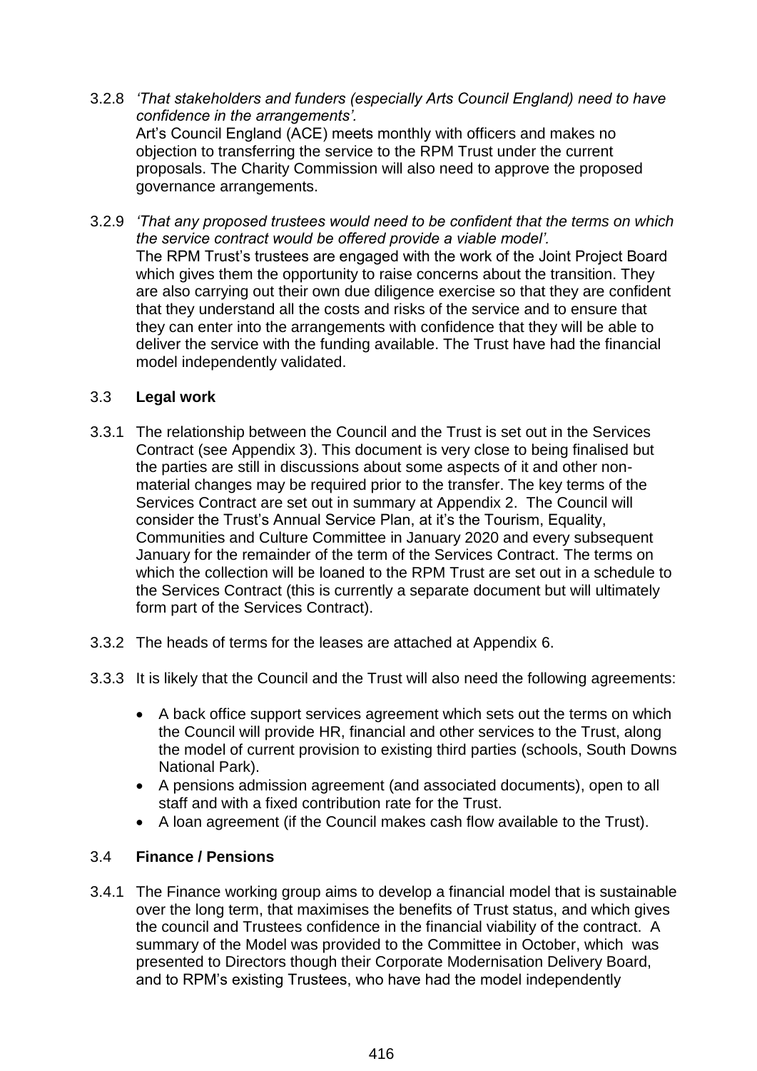3.2.8 *'That stakeholders and funders (especially Arts Council England) need to have confidence in the arrangements'.*
Art's Council England (ACE) meets monthly with officers and makes no objection to transferring the service to the RPM Trust under the current proposals. The Charity Commission will also need to approve the proposed governance arrangements.

3.2.9 *'That any proposed trustees would need to be confident that the terms on which the service contract would be offered provide a viable model'.*
The RPM Trust's trustees are engaged with the work of the Joint Project Board which gives them the opportunity to raise concerns about the transition. They are also carrying out their own due diligence exercise so that they are confident that they understand all the costs and risks of the service and to ensure that they can enter into the arrangements with confidence that they will be able to deliver the service with the funding available. The Trust have had the financial model independently validated.

### 3.3 Legal work

3.3.1 The relationship between the Council and the Trust is set out in the Services Contract (see Appendix 3). This document is very close to being finalised but the parties are still in discussions about some aspects of it and other non-material changes may be required prior to the transfer. The key terms of the Services Contract are set out in summary at Appendix 2. The Council will consider the Trust's Annual Service Plan, at it's the Tourism, Equality, Communities and Culture Committee in January 2020 and every subsequent January for the remainder of the term of the Services Contract. The terms on which the collection will be loaned to the RPM Trust are set out in a schedule to the Services Contract (this is currently a separate document but will ultimately form part of the Services Contract).

3.3.2 The heads of terms for the leases are attached at Appendix 6.

3.3.3 It is likely that the Council and the Trust will also need the following agreements:

- A back office support services agreement which sets out the terms on which the Council will provide HR, financial and other services to the Trust, along the model of current provision to existing third parties (schools, South Downs National Park).
- A pensions admission agreement (and associated documents), open to all staff and with a fixed contribution rate for the Trust.
- A loan agreement (if the Council makes cash flow available to the Trust).

### 3.4 Finance / Pensions

3.4.1 The Finance working group aims to develop a financial model that is sustainable over the long term, that maximises the benefits of Trust status, and which gives the council and Trustees confidence in the financial viability of the contract. A summary of the Model was provided to the Committee in October, which was presented to Directors though their Corporate Modernisation Delivery Board, and to RPM's existing Trustees, who have had the model independently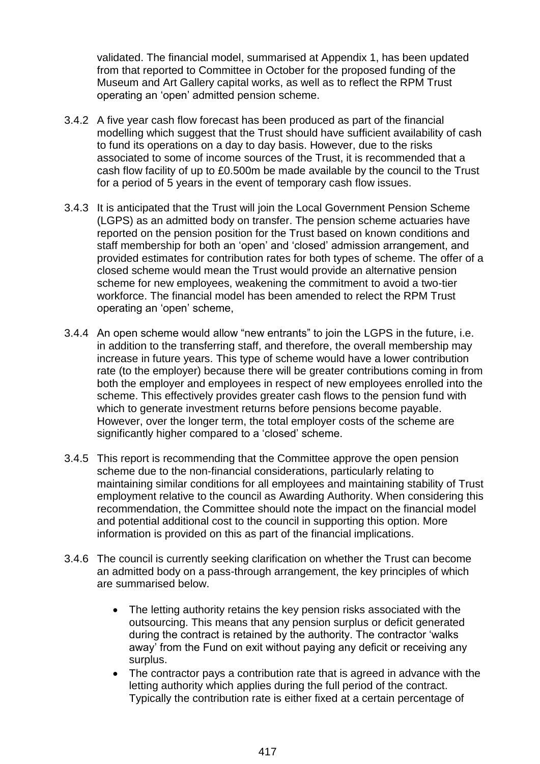validated. The financial model, summarised at Appendix 1, has been updated from that reported to Committee in October for the proposed funding of the Museum and Art Gallery capital works, as well as to reflect the RPM Trust operating an 'open' admitted pension scheme.

3.4.2 A five year cash flow forecast has been produced as part of the financial modelling which suggest that the Trust should have sufficient availability of cash to fund its operations on a day to day basis. However, due to the risks associated to some of income sources of the Trust, it is recommended that a cash flow facility of up to £0.500m be made available by the council to the Trust for a period of 5 years in the event of temporary cash flow issues.

3.4.3 It is anticipated that the Trust will join the Local Government Pension Scheme (LGPS) as an admitted body on transfer. The pension scheme actuaries have reported on the pension position for the Trust based on known conditions and staff membership for both an 'open' and 'closed' admission arrangement, and provided estimates for contribution rates for both types of scheme. The offer of a closed scheme would mean the Trust would provide an alternative pension scheme for new employees, weakening the commitment to avoid a two-tier workforce. The financial model has been amended to relect the RPM Trust operating an 'open' scheme,

3.4.4 An open scheme would allow "new entrants" to join the LGPS in the future, i.e. in addition to the transferring staff, and therefore, the overall membership may increase in future years. This type of scheme would have a lower contribution rate (to the employer) because there will be greater contributions coming in from both the employer and employees in respect of new employees enrolled into the scheme. This effectively provides greater cash flows to the pension fund with which to generate investment returns before pensions become payable. However, over the longer term, the total employer costs of the scheme are significantly higher compared to a 'closed' scheme.

3.4.5 This report is recommending that the Committee approve the open pension scheme due to the non-financial considerations, particularly relating to maintaining similar conditions for all employees and maintaining stability of Trust employment relative to the council as Awarding Authority. When considering this recommendation, the Committee should note the impact on the financial model and potential additional cost to the council in supporting this option. More information is provided on this as part of the financial implications.

3.4.6 The council is currently seeking clarification on whether the Trust can become an admitted body on a pass-through arrangement, the key principles of which are summarised below.

- The letting authority retains the key pension risks associated with the outsourcing. This means that any pension surplus or deficit generated during the contract is retained by the authority. The contractor 'walks away' from the Fund on exit without paying any deficit or receiving any surplus.
- The contractor pays a contribution rate that is agreed in advance with the letting authority which applies during the full period of the contract. Typically the contribution rate is either fixed at a certain percentage of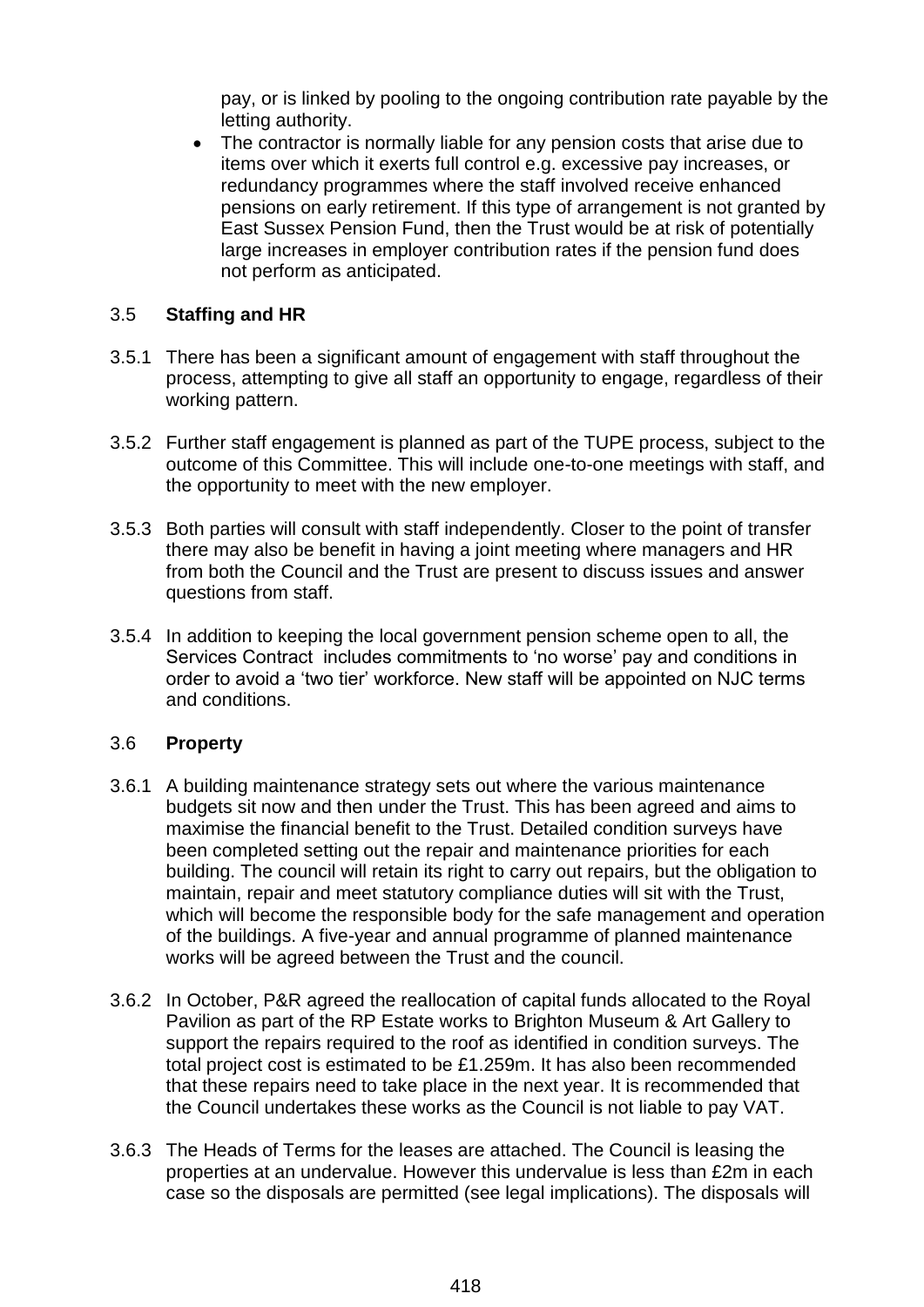pay, or is linked by pooling to the ongoing contribution rate payable by the letting authority.

- The contractor is normally liable for any pension costs that arise due to items over which it exerts full control e.g. excessive pay increases, or redundancy programmes where the staff involved receive enhanced pensions on early retirement. If this type of arrangement is not granted by East Sussex Pension Fund, then the Trust would be at risk of potentially large increases in employer contribution rates if the pension fund does not perform as anticipated.

### 3.5 **Staffing and HR**

3.5.1 There has been a significant amount of engagement with staff throughout the process, attempting to give all staff an opportunity to engage, regardless of their working pattern.

3.5.2 Further staff engagement is planned as part of the TUPE process, subject to the outcome of this Committee. This will include one-to-one meetings with staff, and the opportunity to meet with the new employer.

3.5.3 Both parties will consult with staff independently. Closer to the point of transfer there may also be benefit in having a joint meeting where managers and HR from both the Council and the Trust are present to discuss issues and answer questions from staff.

3.5.4 In addition to keeping the local government pension scheme open to all, the Services Contract includes commitments to 'no worse' pay and conditions in order to avoid a 'two tier' workforce. New staff will be appointed on NJC terms and conditions.

### 3.6 **Property**

3.6.1 A building maintenance strategy sets out where the various maintenance budgets sit now and then under the Trust. This has been agreed and aims to maximise the financial benefit to the Trust. Detailed condition surveys have been completed setting out the repair and maintenance priorities for each building. The council will retain its right to carry out repairs, but the obligation to maintain, repair and meet statutory compliance duties will sit with the Trust, which will become the responsible body for the safe management and operation of the buildings. A five-year and annual programme of planned maintenance works will be agreed between the Trust and the council.

3.6.2 In October, P&R agreed the reallocation of capital funds allocated to the Royal Pavilion as part of the RP Estate works to Brighton Museum & Art Gallery to support the repairs required to the roof as identified in condition surveys. The total project cost is estimated to be £1.259m. It has also been recommended that these repairs need to take place in the next year. It is recommended that the Council undertakes these works as the Council is not liable to pay VAT.

3.6.3 The Heads of Terms for the leases are attached. The Council is leasing the properties at an undervalue. However this undervalue is less than £2m in each case so the disposals are permitted (see legal implications). The disposals will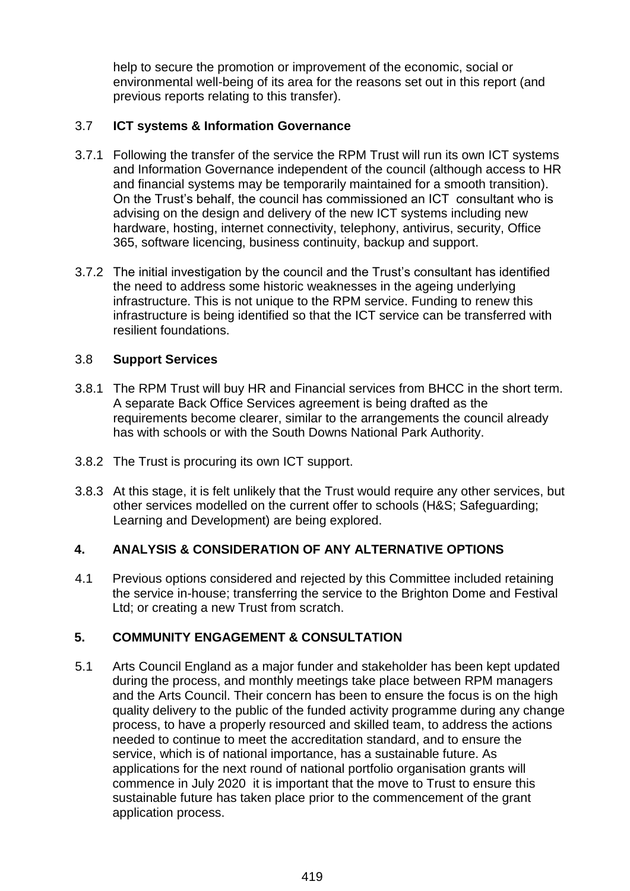help to secure the promotion or improvement of the economic, social or environmental well-being of its area for the reasons set out in this report (and previous reports relating to this transfer).

### 3.7 ICT systems & Information Governance

3.7.1 Following the transfer of the service the RPM Trust will run its own ICT systems and Information Governance independent of the council (although access to HR and financial systems may be temporarily maintained for a smooth transition). On the Trust's behalf, the council has commissioned an ICT consultant who is advising on the design and delivery of the new ICT systems including new hardware, hosting, internet connectivity, telephony, antivirus, security, Office 365, software licencing, business continuity, backup and support.

3.7.2 The initial investigation by the council and the Trust's consultant has identified the need to address some historic weaknesses in the ageing underlying infrastructure. This is not unique to the RPM service. Funding to renew this infrastructure is being identified so that the ICT service can be transferred with resilient foundations.

### 3.8 Support Services

3.8.1 The RPM Trust will buy HR and Financial services from BHCC in the short term. A separate Back Office Services agreement is being drafted as the requirements become clearer, similar to the arrangements the council already has with schools or with the South Downs National Park Authority.

3.8.2 The Trust is procuring its own ICT support.

3.8.3 At this stage, it is felt unlikely that the Trust would require any other services, but other services modelled on the current offer to schools (H&S; Safeguarding; Learning and Development) are being explored.

## 4. ANALYSIS & CONSIDERATION OF ANY ALTERNATIVE OPTIONS

4.1 Previous options considered and rejected by this Committee included retaining the service in-house; transferring the service to the Brighton Dome and Festival Ltd; or creating a new Trust from scratch.

## 5. COMMUNITY ENGAGEMENT & CONSULTATION

5.1 Arts Council England as a major funder and stakeholder has been kept updated during the process, and monthly meetings take place between RPM managers and the Arts Council. Their concern has been to ensure the focus is on the high quality delivery to the public of the funded activity programme during any change process, to have a properly resourced and skilled team, to address the actions needed to continue to meet the accreditation standard, and to ensure the service, which is of national importance, has a sustainable future. As applications for the next round of national portfolio organisation grants will commence in July 2020 it is important that the move to Trust to ensure this sustainable future has taken place prior to the commencement of the grant application process.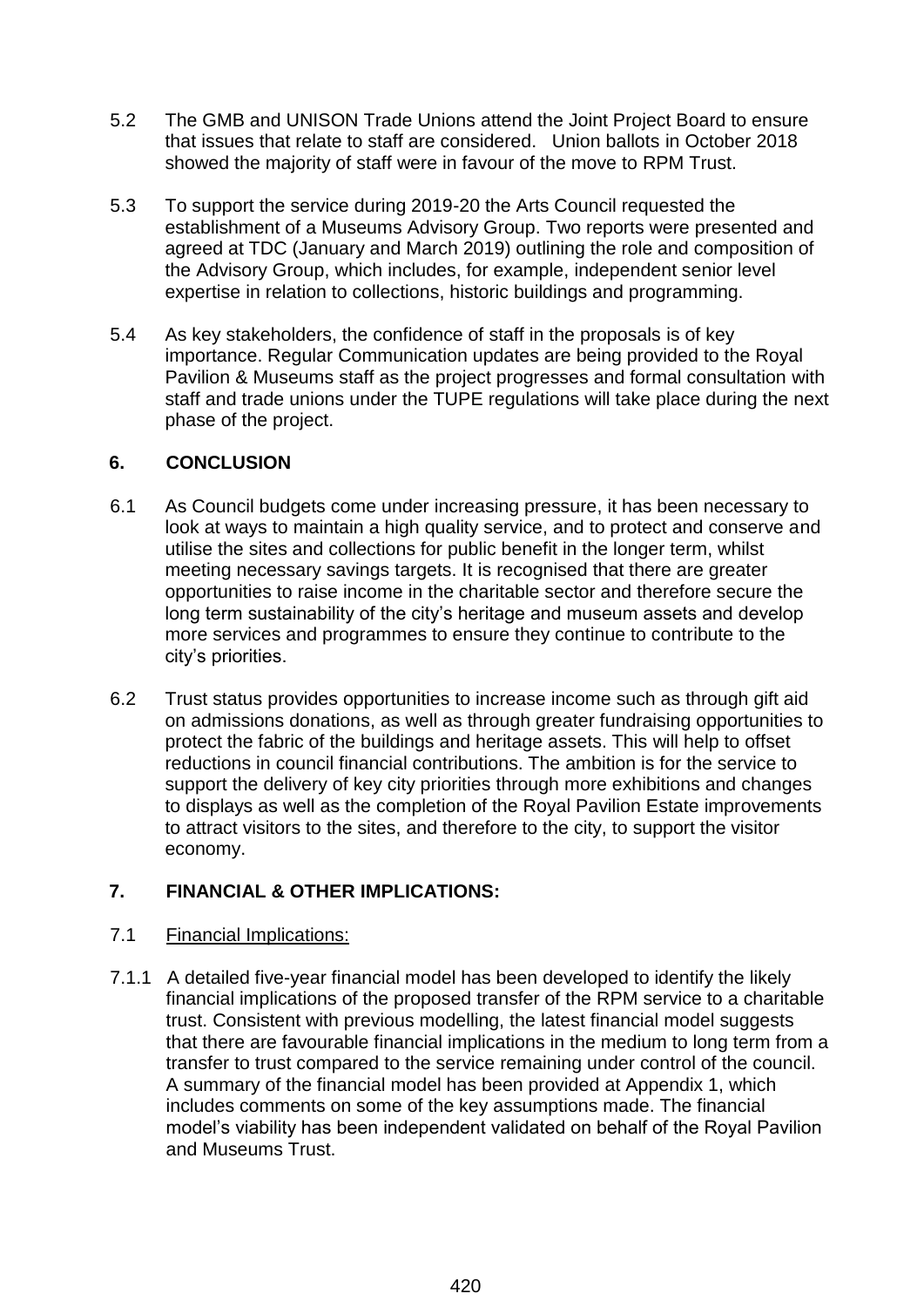5.2 The GMB and UNISON Trade Unions attend the Joint Project Board to ensure that issues that relate to staff are considered. Union ballots in October 2018 showed the majority of staff were in favour of the move to RPM Trust.

5.3 To support the service during 2019-20 the Arts Council requested the establishment of a Museums Advisory Group. Two reports were presented and agreed at TDC (January and March 2019) outlining the role and composition of the Advisory Group, which includes, for example, independent senior level expertise in relation to collections, historic buildings and programming.

5.4 As key stakeholders, the confidence of staff in the proposals is of key importance. Regular Communication updates are being provided to the Royal Pavilion & Museums staff as the project progresses and formal consultation with staff and trade unions under the TUPE regulations will take place during the next phase of the project.

## 6. CONCLUSION

6.1 As Council budgets come under increasing pressure, it has been necessary to look at ways to maintain a high quality service, and to protect and conserve and utilise the sites and collections for public benefit in the longer term, whilst meeting necessary savings targets. It is recognised that there are greater opportunities to raise income in the charitable sector and therefore secure the long term sustainability of the city's heritage and museum assets and develop more services and programmes to ensure they continue to contribute to the city's priorities.

6.2 Trust status provides opportunities to increase income such as through gift aid on admissions donations, as well as through greater fundraising opportunities to protect the fabric of the buildings and heritage assets. This will help to offset reductions in council financial contributions. The ambition is for the service to support the delivery of key city priorities through more exhibitions and changes to displays as well as the completion of the Royal Pavilion Estate improvements to attract visitors to the sites, and therefore to the city, to support the visitor economy.

## 7. FINANCIAL & OTHER IMPLICATIONS:

7.1 Financial Implications:

7.1.1 A detailed five-year financial model has been developed to identify the likely financial implications of the proposed transfer of the RPM service to a charitable trust. Consistent with previous modelling, the latest financial model suggests that there are favourable financial implications in the medium to long term from a transfer to trust compared to the service remaining under control of the council. A summary of the financial model has been provided at Appendix 1, which includes comments on some of the key assumptions made. The financial model's viability has been independent validated on behalf of the Royal Pavilion and Museums Trust.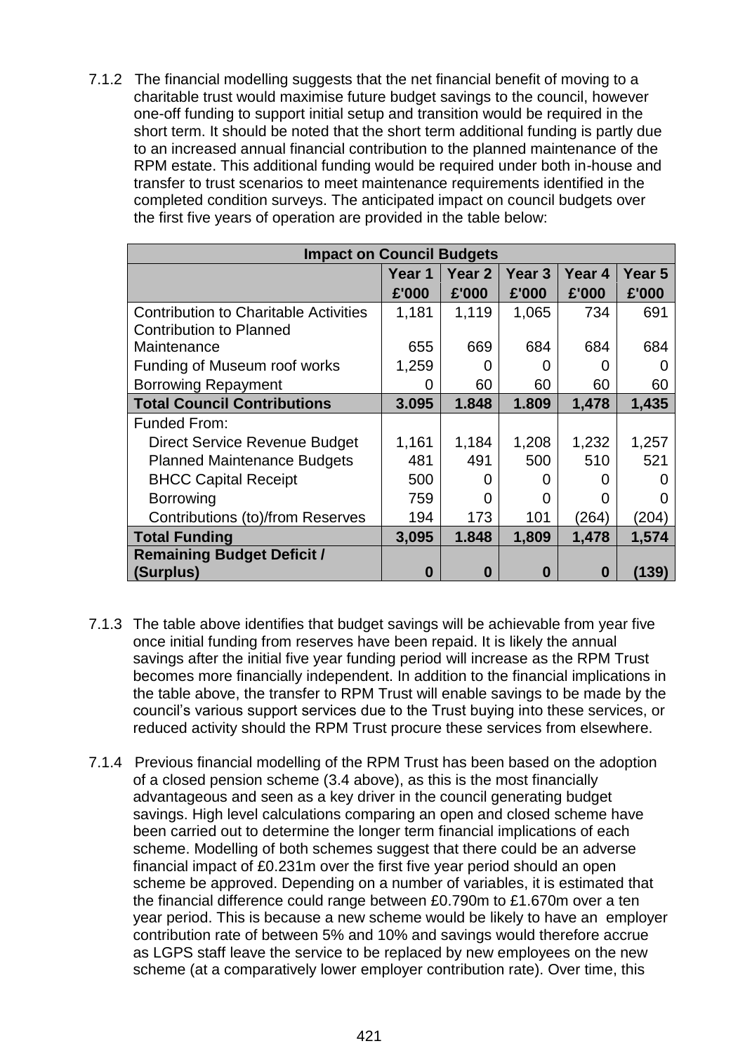7.1.2 The financial modelling suggests that the net financial benefit of moving to a charitable trust would maximise future budget savings to the council, however one-off funding to support initial setup and transition would be required in the short term. It should be noted that the short term additional funding is partly due to an increased annual financial contribution to the planned maintenance of the RPM estate. This additional funding would be required under both in-house and transfer to trust scenarios to meet maintenance requirements identified in the completed condition surveys. The anticipated impact on council budgets over the first five years of operation are provided in the table below:

| Impact on Council Budgets | | | | | |
|---|---|---|---|---|---|
| | Year 1 £'000 | Year 2 £'000 | Year 3 £'000 | Year 4 £'000 | Year 5 £'000 |
| Contribution to Charitable Activities | 1,181 | 1,119 | 1,065 | 734 | 691 |
| Contribution to Planned Maintenance | 655 | 669 | 684 | 684 | 684 |
| Funding of Museum roof works | 1,259 | 0 | 0 | 0 | 0 |
| Borrowing Repayment | 0 | 60 | 60 | 60 | 60 |
| **Total Council Contributions** | **3.095** | **1.848** | **1.809** | **1,478** | **1,435** |
| Funded From: | | | | | |
| Direct Service Revenue Budget | 1,161 | 1,184 | 1,208 | 1,232 | 1,257 |
| Planned Maintenance Budgets | 481 | 491 | 500 | 510 | 521 |
| BHCC Capital Receipt | 500 | 0 | 0 | 0 | 0 |
| Borrowing | 759 | 0 | 0 | 0 | 0 |
| Contributions (to)/from Reserves | 194 | 173 | 101 | (264) | (204) |
| **Total Funding** | **3,095** | **1.848** | **1,809** | **1,478** | **1,574** |
| **Remaining Budget Deficit / (Surplus)** | **0** | **0** | **0** | **0** | **(139)** |

7.1.3 The table above identifies that budget savings will be achievable from year five once initial funding from reserves have been repaid. It is likely the annual savings after the initial five year funding period will increase as the RPM Trust becomes more financially independent. In addition to the financial implications in the table above, the transfer to RPM Trust will enable savings to be made by the council's various support services due to the Trust buying into these services, or reduced activity should the RPM Trust procure these services from elsewhere.

7.1.4 Previous financial modelling of the RPM Trust has been based on the adoption of a closed pension scheme (3.4 above), as this is the most financially advantageous and seen as a key driver in the council generating budget savings. High level calculations comparing an open and closed scheme have been carried out to determine the longer term financial implications of each scheme. Modelling of both schemes suggest that there could be an adverse financial impact of £0.231m over the first five year period should an open scheme be approved. Depending on a number of variables, it is estimated that the financial difference could range between £0.790m to £1.670m over a ten year period. This is because a new scheme would be likely to have an employer contribution rate of between 5% and 10% and savings would therefore accrue as LGPS staff leave the service to be replaced by new employees on the new scheme (at a comparatively lower employer contribution rate). Over time, this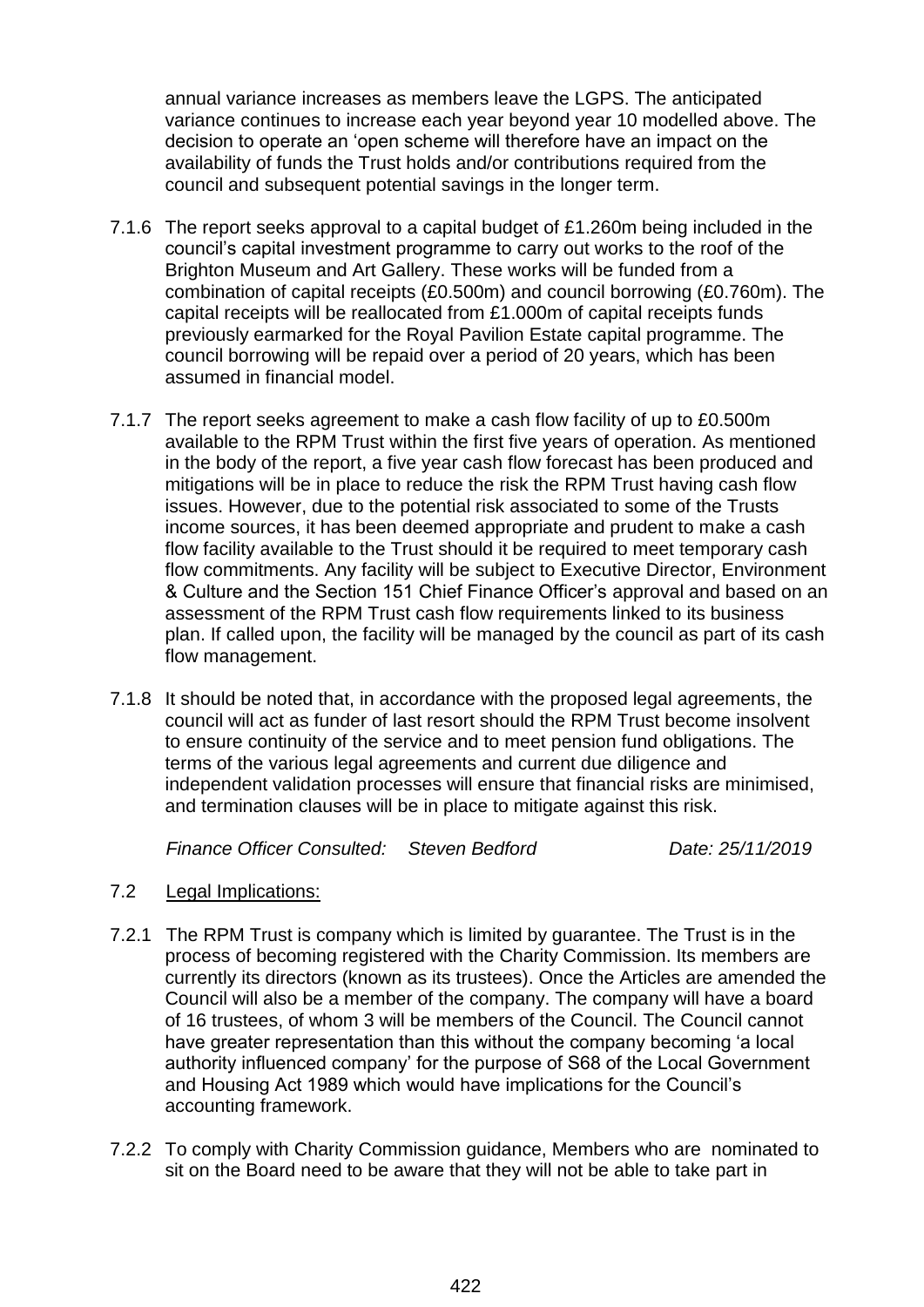annual variance increases as members leave the LGPS. The anticipated variance continues to increase each year beyond year 10 modelled above. The decision to operate an 'open scheme will therefore have an impact on the availability of funds the Trust holds and/or contributions required from the council and subsequent potential savings in the longer term.

7.1.6 The report seeks approval to a capital budget of £1.260m being included in the council's capital investment programme to carry out works to the roof of the Brighton Museum and Art Gallery. These works will be funded from a combination of capital receipts (£0.500m) and council borrowing (£0.760m). The capital receipts will be reallocated from £1.000m of capital receipts funds previously earmarked for the Royal Pavilion Estate capital programme. The council borrowing will be repaid over a period of 20 years, which has been assumed in financial model.

7.1.7 The report seeks agreement to make a cash flow facility of up to £0.500m available to the RPM Trust within the first five years of operation. As mentioned in the body of the report, a five year cash flow forecast has been produced and mitigations will be in place to reduce the risk the RPM Trust having cash flow issues. However, due to the potential risk associated to some of the Trusts income sources, it has been deemed appropriate and prudent to make a cash flow facility available to the Trust should it be required to meet temporary cash flow commitments. Any facility will be subject to Executive Director, Environment & Culture and the Section 151 Chief Finance Officer's approval and based on an assessment of the RPM Trust cash flow requirements linked to its business plan. If called upon, the facility will be managed by the council as part of its cash flow management.

7.1.8 It should be noted that, in accordance with the proposed legal agreements, the council will act as funder of last resort should the RPM Trust become insolvent to ensure continuity of the service and to meet pension fund obligations. The terms of the various legal agreements and current due diligence and independent validation processes will ensure that financial risks are minimised, and termination clauses will be in place to mitigate against this risk.

*Finance Officer Consulted: Steven Bedford Date: 25/11/2019*

7.2 Legal Implications:

7.2.1 The RPM Trust is company which is limited by guarantee. The Trust is in the process of becoming registered with the Charity Commission. Its members are currently its directors (known as its trustees). Once the Articles are amended the Council will also be a member of the company. The company will have a board of 16 trustees, of whom 3 will be members of the Council. The Council cannot have greater representation than this without the company becoming 'a local authority influenced company' for the purpose of S68 of the Local Government and Housing Act 1989 which would have implications for the Council's accounting framework.

7.2.2 To comply with Charity Commission guidance, Members who are nominated to sit on the Board need to be aware that they will not be able to take part in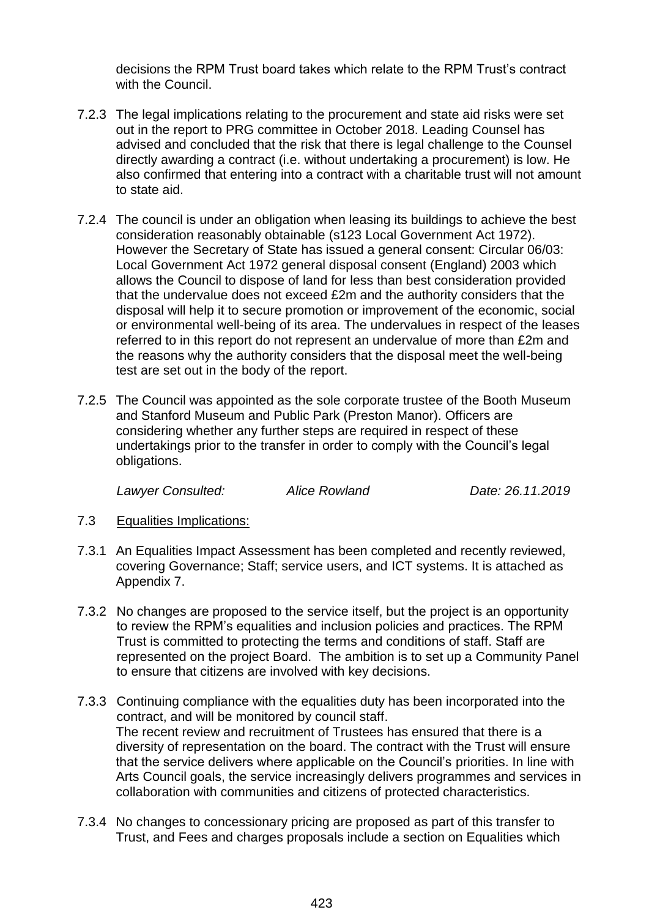decisions the RPM Trust board takes which relate to the RPM Trust's contract with the Council.

7.2.3 The legal implications relating to the procurement and state aid risks were set out in the report to PRG committee in October 2018. Leading Counsel has advised and concluded that the risk that there is legal challenge to the Counsel directly awarding a contract (i.e. without undertaking a procurement) is low. He also confirmed that entering into a contract with a charitable trust will not amount to state aid.

7.2.4 The council is under an obligation when leasing its buildings to achieve the best consideration reasonably obtainable (s123 Local Government Act 1972). However the Secretary of State has issued a general consent: Circular 06/03: Local Government Act 1972 general disposal consent (England) 2003 which allows the Council to dispose of land for less than best consideration provided that the undervalue does not exceed £2m and the authority considers that the disposal will help it to secure promotion or improvement of the economic, social or environmental well-being of its area. The undervalues in respect of the leases referred to in this report do not represent an undervalue of more than £2m and the reasons why the authority considers that the disposal meet the well-being test are set out in the body of the report.

7.2.5 The Council was appointed as the sole corporate trustee of the Booth Museum and Stanford Museum and Public Park (Preston Manor). Officers are considering whether any further steps are required in respect of these undertakings prior to the transfer in order to comply with the Council's legal obligations.

*Lawyer Consulted:* *Alice Rowland* *Date: 26.11.2019*

7.3 Equalities Implications:

7.3.1 An Equalities Impact Assessment has been completed and recently reviewed, covering Governance; Staff; service users, and ICT systems. It is attached as Appendix 7.

7.3.2 No changes are proposed to the service itself, but the project is an opportunity to review the RPM's equalities and inclusion policies and practices. The RPM Trust is committed to protecting the terms and conditions of staff. Staff are represented on the project Board. The ambition is to set up a Community Panel to ensure that citizens are involved with key decisions.

7.3.3 Continuing compliance with the equalities duty has been incorporated into the contract, and will be monitored by council staff.
The recent review and recruitment of Trustees has ensured that there is a diversity of representation on the board. The contract with the Trust will ensure that the service delivers where applicable on the Council's priorities. In line with Arts Council goals, the service increasingly delivers programmes and services in collaboration with communities and citizens of protected characteristics.

7.3.4 No changes to concessionary pricing are proposed as part of this transfer to Trust, and Fees and charges proposals include a section on Equalities which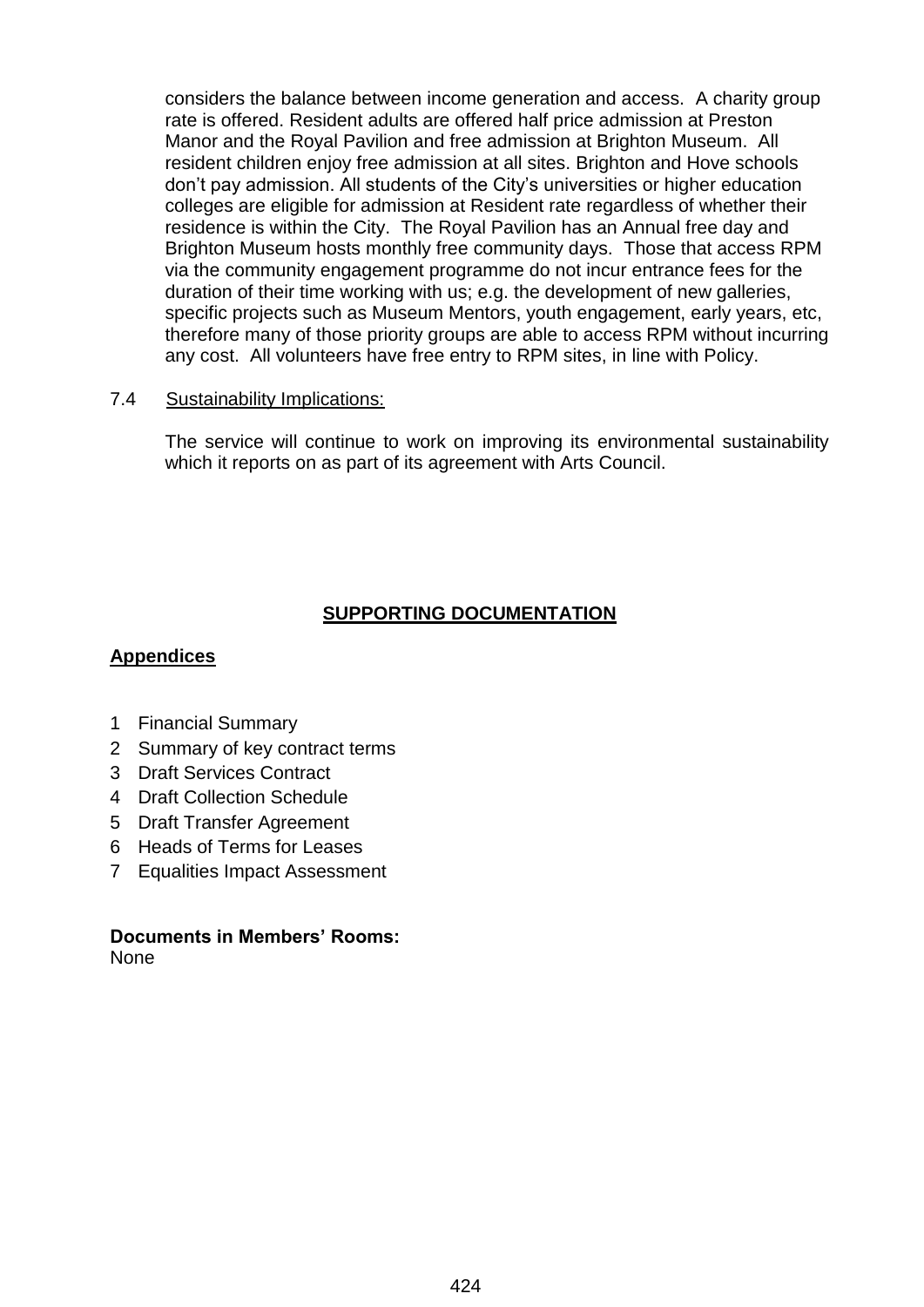considers the balance between income generation and access. A charity group rate is offered. Resident adults are offered half price admission at Preston Manor and the Royal Pavilion and free admission at Brighton Museum. All resident children enjoy free admission at all sites. Brighton and Hove schools don't pay admission. All students of the City's universities or higher education colleges are eligible for admission at Resident rate regardless of whether their residence is within the City. The Royal Pavilion has an Annual free day and Brighton Museum hosts monthly free community days. Those that access RPM via the community engagement programme do not incur entrance fees for the duration of their time working with us; e.g. the development of new galleries, specific projects such as Museum Mentors, youth engagement, early years, etc, therefore many of those priority groups are able to access RPM without incurring any cost. All volunteers have free entry to RPM sites, in line with Policy.

7.4 Sustainability Implications:

The service will continue to work on improving its environmental sustainability which it reports on as part of its agreement with Arts Council.

## SUPPORTING DOCUMENTATION

**Appendices**

1. Financial Summary
2. Summary of key contract terms
3. Draft Services Contract
4. Draft Collection Schedule
5. Draft Transfer Agreement
6. Heads of Terms for Leases
7. Equalities Impact Assessment

**Documents in Members' Rooms:**
None